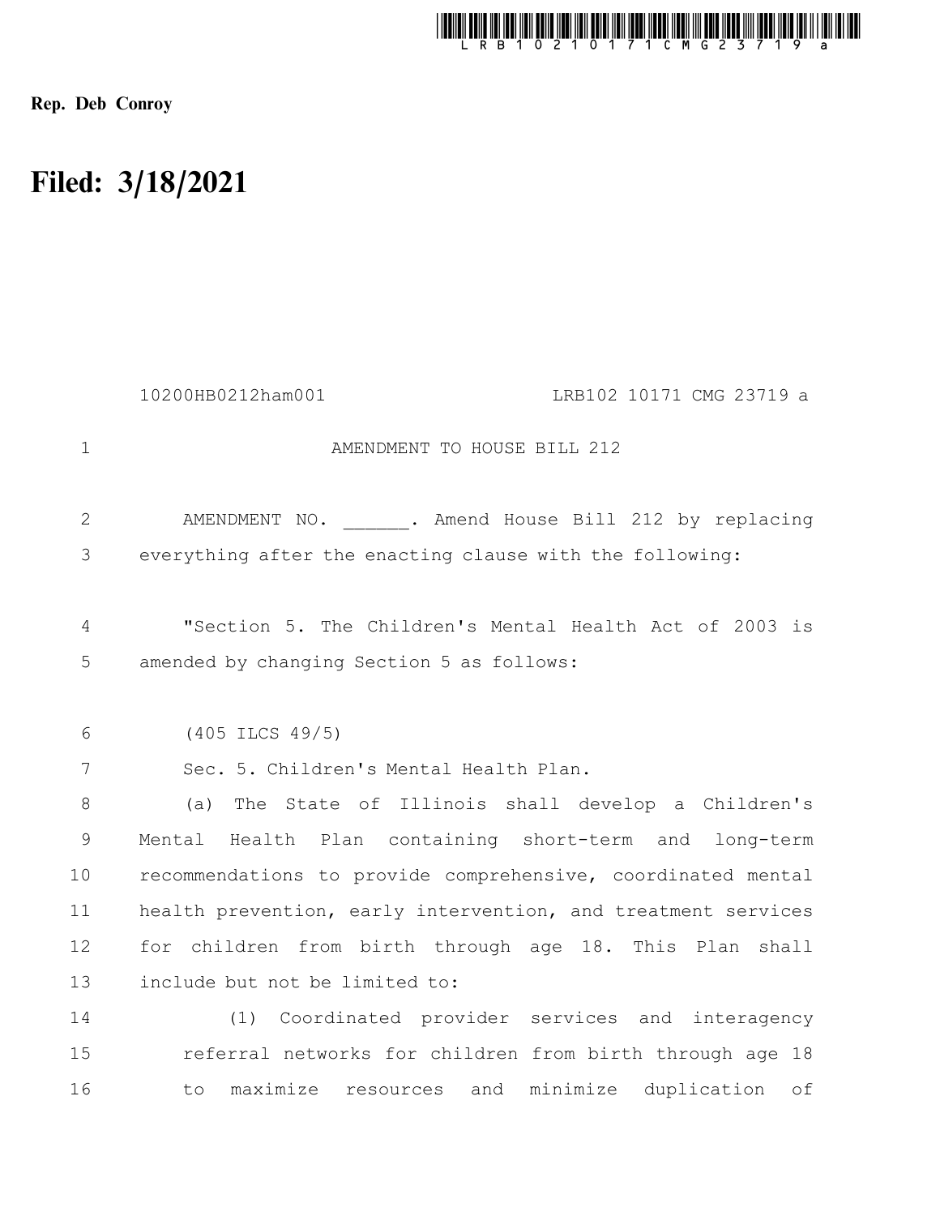Rep. Deb Conroy

# Filed: 3/18/2021

10200HB0212ham001 LRB102 10171 CMG 23719 a

AMENDMENT TO HOUSE BILL 212

AMENDMENT NO. ______. Amend House Bill 212 by replacing everything after the enacting clause with the following:

"Section 5. The Children's Mental Health Act of 2003 is amended by changing Section 5 as follows:

(405 ILCS 49/5)

Sec. 5. Children's Mental Health Plan.

(a) The State of Illinois shall develop a Children's Mental Health Plan containing short-term and long-term recommendations to provide comprehensive, coordinated mental health prevention, early intervention, and treatment services for children from birth through age 18. This Plan shall include but not be limited to:

(1) Coordinated provider services and interagency referral networks for children from birth through age 18 to maximize resources and minimize duplication of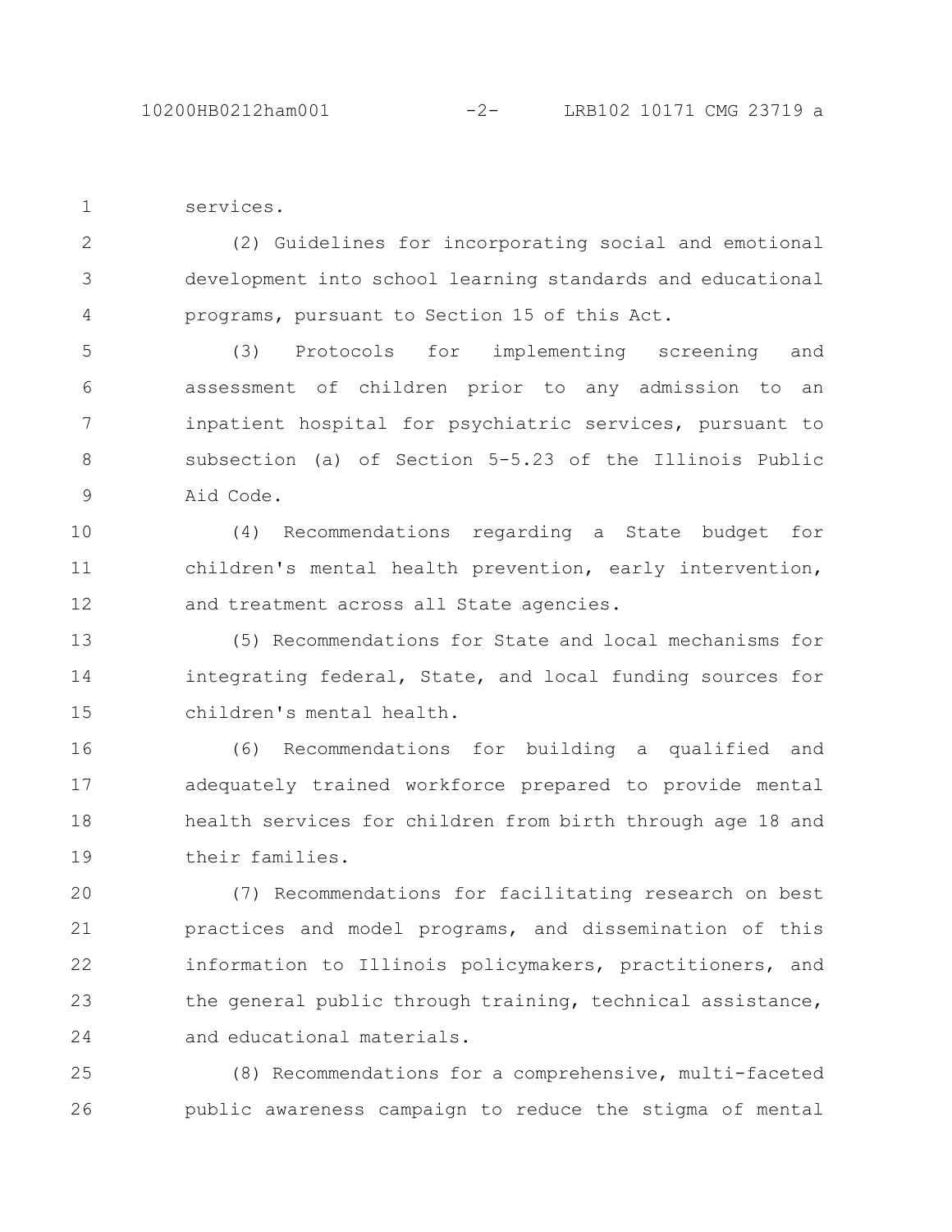services.

(2) Guidelines for incorporating social and emotional development into school learning standards and educational programs, pursuant to Section 15 of this Act.

(3) Protocols for implementing screening and assessment of children prior to any admission to an inpatient hospital for psychiatric services, pursuant to subsection (a) of Section 5-5.23 of the Illinois Public Aid Code.

(4) Recommendations regarding a State budget for children's mental health prevention, early intervention, and treatment across all State agencies.

(5) Recommendations for State and local mechanisms for integrating federal, State, and local funding sources for children's mental health.

(6) Recommendations for building a qualified and adequately trained workforce prepared to provide mental health services for children from birth through age 18 and their families.

(7) Recommendations for facilitating research on best practices and model programs, and dissemination of this information to Illinois policymakers, practitioners, and the general public through training, technical assistance, and educational materials.

(8) Recommendations for a comprehensive, multi-faceted public awareness campaign to reduce the stigma of mental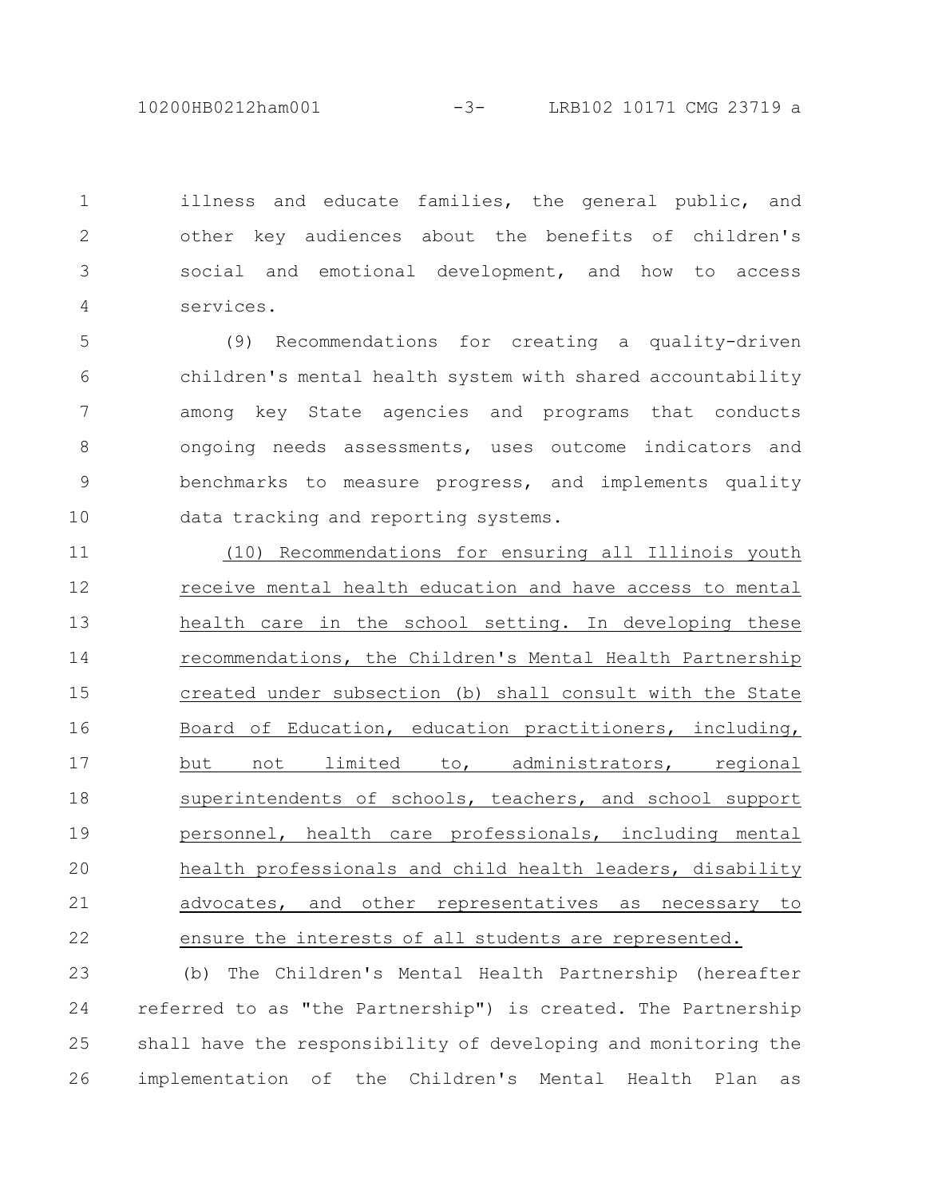illness and educate families, the general public, and other key audiences about the benefits of children's social and emotional development, and how to access services.

(9) Recommendations for creating a quality-driven children's mental health system with shared accountability among key State agencies and programs that conducts ongoing needs assessments, uses outcome indicators and benchmarks to measure progress, and implements quality data tracking and reporting systems.

<u>(10) Recommendations for ensuring all Illinois youth receive mental health education and have access to mental health care in the school setting. In developing these recommendations, the Children's Mental Health Partnership created under subsection (b) shall consult with the State Board of Education, education practitioners, including, but not limited to, administrators, regional superintendents of schools, teachers, and school support personnel, health care professionals, including mental health professionals and child health leaders, disability advocates, and other representatives as necessary to ensure the interests of all students are represented.</u>

(b) The Children's Mental Health Partnership (hereafter referred to as "the Partnership") is created. The Partnership shall have the responsibility of developing and monitoring the implementation of the Children's Mental Health Plan as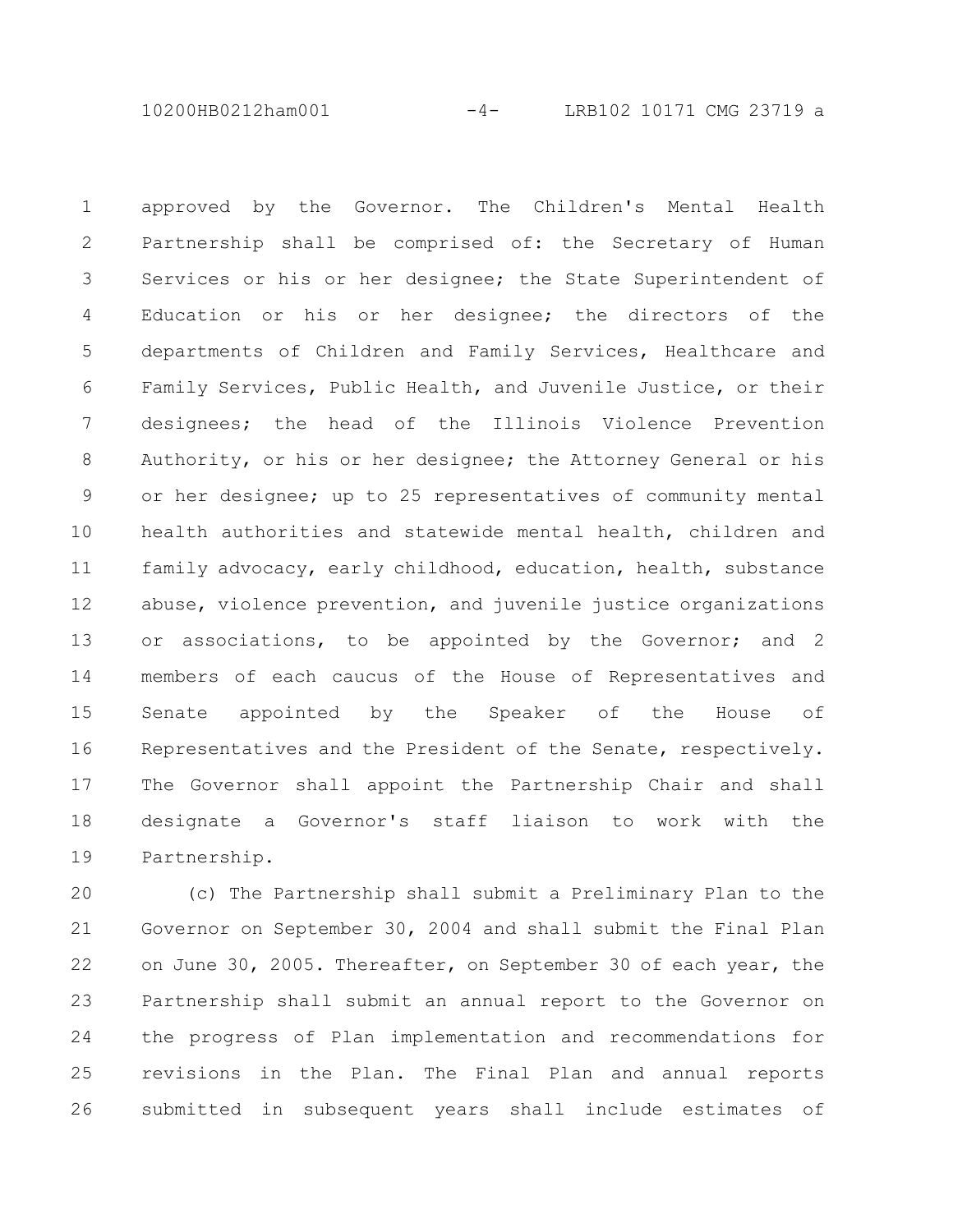approved by the Governor. The Children's Mental Health Partnership shall be comprised of: the Secretary of Human Services or his or her designee; the State Superintendent of Education or his or her designee; the directors of the departments of Children and Family Services, Healthcare and Family Services, Public Health, and Juvenile Justice, or their designees; the head of the Illinois Violence Prevention Authority, or his or her designee; the Attorney General or his or her designee; up to 25 representatives of community mental health authorities and statewide mental health, children and family advocacy, early childhood, education, health, substance abuse, violence prevention, and juvenile justice organizations or associations, to be appointed by the Governor; and 2 members of each caucus of the House of Representatives and Senate appointed by the Speaker of the House of Representatives and the President of the Senate, respectively. The Governor shall appoint the Partnership Chair and shall designate a Governor's staff liaison to work with the Partnership.

(c) The Partnership shall submit a Preliminary Plan to the Governor on September 30, 2004 and shall submit the Final Plan on June 30, 2005. Thereafter, on September 30 of each year, the Partnership shall submit an annual report to the Governor on the progress of Plan implementation and recommendations for revisions in the Plan. The Final Plan and annual reports submitted in subsequent years shall include estimates of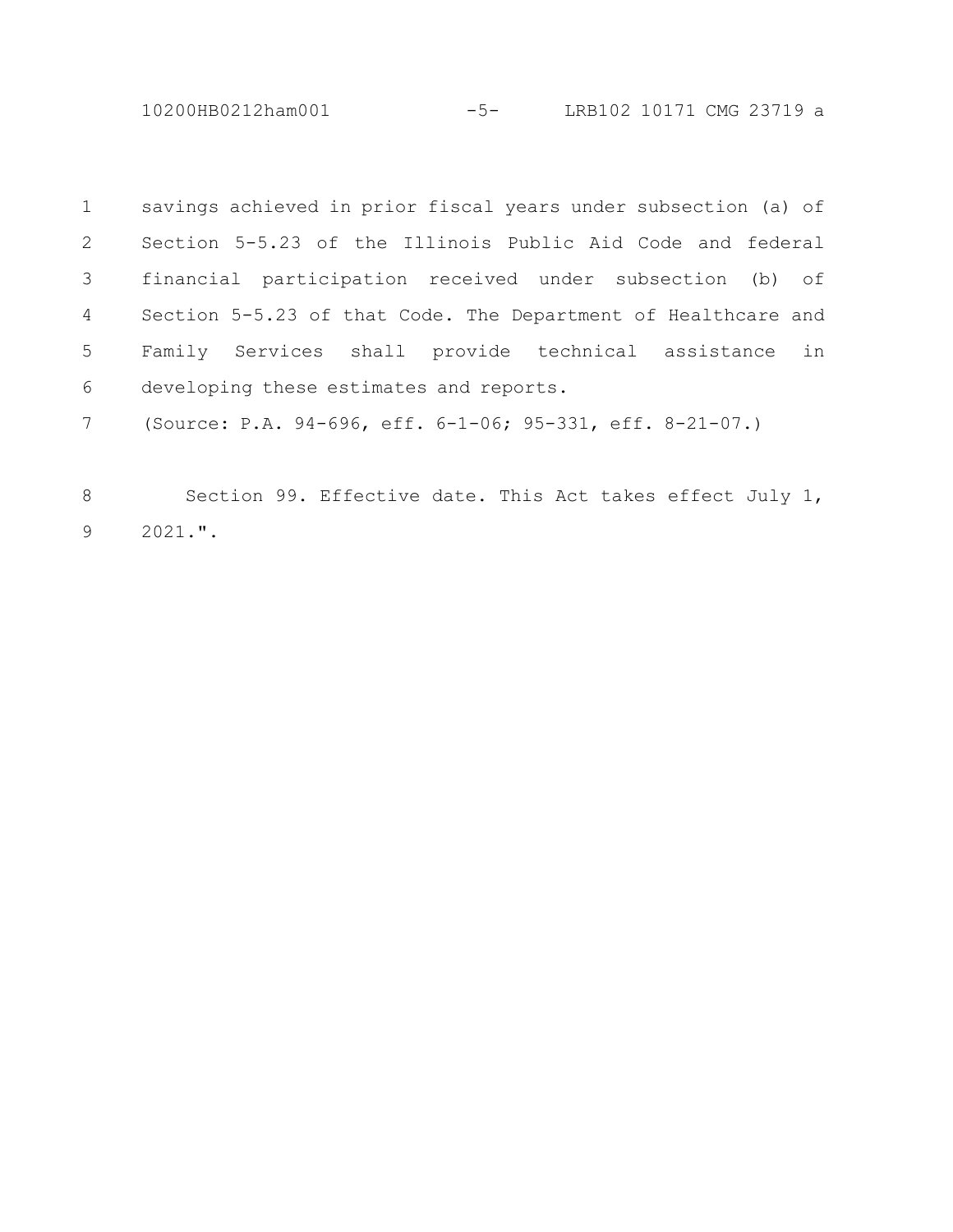savings achieved in prior fiscal years under subsection (a) of Section 5-5.23 of the Illinois Public Aid Code and federal financial participation received under subsection (b) of Section 5-5.23 of that Code. The Department of Healthcare and Family Services shall provide technical assistance in developing these estimates and reports.

(Source: P.A. 94-696, eff. 6-1-06; 95-331, eff. 8-21-07.)

Section 99. Effective date. This Act takes effect July 1, 2021.".